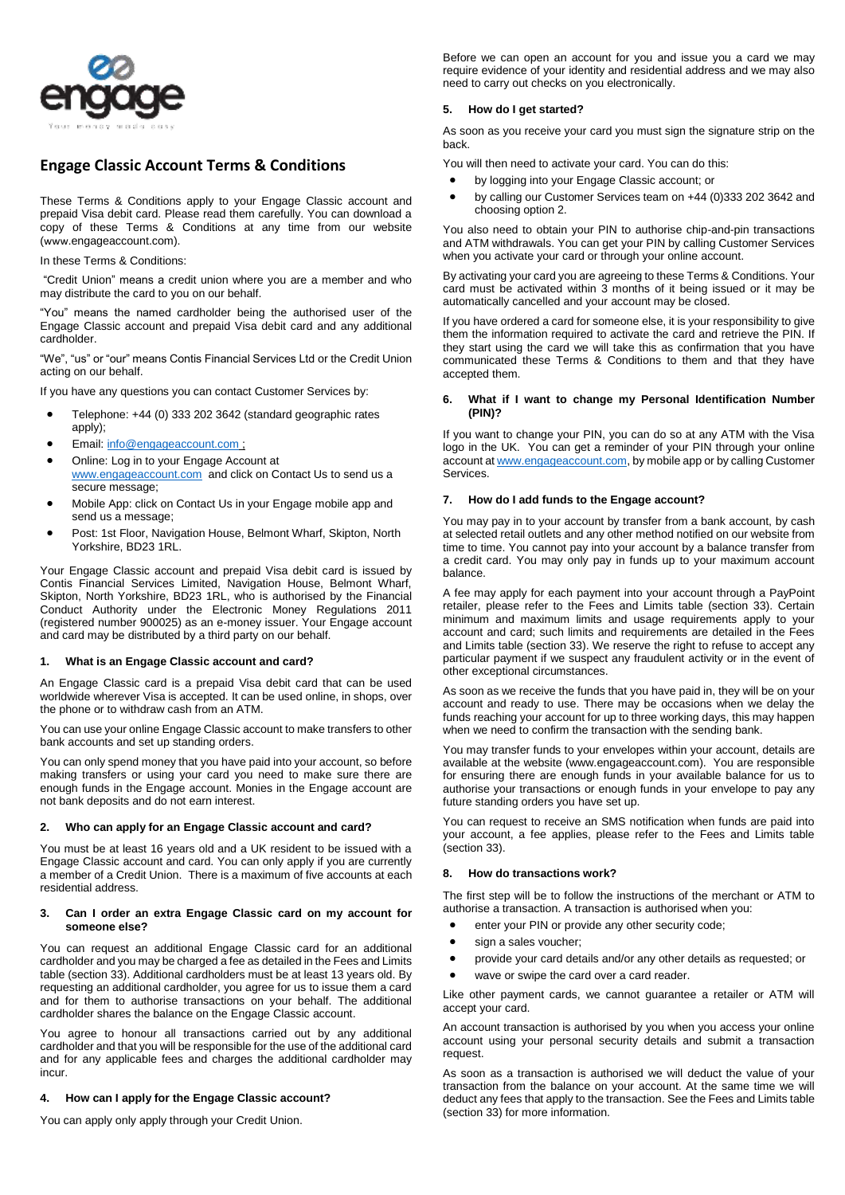engage

Your money made easy

# Engage Classic Account Terms & Conditions

These Terms & Conditions apply to your Engage Classic account and prepaid Visa debit card. Please read them carefully. You can download a copy of these Terms & Conditions at any time from our website (www.engageaccount.com).

In these Terms & Conditions:

"Credit Union" means a credit union where you are a member and who may distribute the card to you on our behalf.

"You" means the named cardholder being the authorised user of the Engage Classic account and prepaid Visa debit card and any additional cardholder.

"We", "us" or "our" means Contis Financial Services Ltd or the Credit Union acting on our behalf.

If you have any questions you can contact Customer Services by:

- Telephone: +44 (0) 333 202 3642 (standard geographic rates apply);
- Email: info@engageaccount.com ;
- Online: Log in to your Engage Account at www.engageaccount.com and click on Contact Us to send us a secure message;
- Mobile App: click on Contact Us in your Engage mobile app and send us a message;
- Post: 1st Floor, Navigation House, Belmont Wharf, Skipton, North Yorkshire, BD23 1RL.

Your Engage Classic account and prepaid Visa debit card is issued by Contis Financial Services Limited, Navigation House, Belmont Wharf, Skipton, North Yorkshire, BD23 1RL, who is authorised by the Financial Conduct Authority under the Electronic Money Regulations 2011 (registered number 900025) as an e-money issuer. Your Engage account and card may be distributed by a third party on our behalf.

### 1. What is an Engage Classic account and card?

An Engage Classic card is a prepaid Visa debit card that can be used worldwide wherever Visa is accepted. It can be used online, in shops, over the phone or to withdraw cash from an ATM.

You can use your online Engage Classic account to make transfers to other bank accounts and set up standing orders.

You can only spend money that you have paid into your account, so before making transfers or using your card you need to make sure there are enough funds in the Engage account. Monies in the Engage account are not bank deposits and do not earn interest.

### 2. Who can apply for an Engage Classic account and card?

You must be at least 16 years old and a UK resident to be issued with a Engage Classic account and card. You can only apply if you are currently a member of a Credit Union. There is a maximum of five accounts at each residential address.

### 3. Can I order an extra Engage Classic card on my account for someone else?

You can request an additional Engage Classic card for an additional cardholder and you may be charged a fee as detailed in the Fees and Limits table (section 33). Additional cardholders must be at least 13 years old. By requesting an additional cardholder, you agree for us to issue them a card and for them to authorise transactions on your behalf. The additional cardholder shares the balance on the Engage Classic account.

You agree to honour all transactions carried out by any additional cardholder and that you will be responsible for the use of the additional card and for any applicable fees and charges the additional cardholder may incur.

### 4. How can I apply for the Engage Classic account?

You can apply only apply through your Credit Union.

Before we can open an account for you and issue you a card we may require evidence of your identity and residential address and we may also need to carry out checks on you electronically.

### 5. How do I get started?

As soon as you receive your card you must sign the signature strip on the back.

You will then need to activate your card. You can do this:

- by logging into your Engage Classic account; or
- by calling our Customer Services team on +44 (0)333 202 3642 and choosing option 2.

You also need to obtain your PIN to authorise chip-and-pin transactions and ATM withdrawals. You can get your PIN by calling Customer Services when you activate your card or through your online account.

By activating your card you are agreeing to these Terms & Conditions. Your card must be activated within 3 months of it being issued or it may be automatically cancelled and your account may be closed.

If you have ordered a card for someone else, it is your responsibility to give them the information required to activate the card and retrieve the PIN. If they start using the card we will take this as confirmation that you have communicated these Terms & Conditions to them and that they have accepted them.

### 6. What if I want to change my Personal Identification Number (PIN)?

If you want to change your PIN, you can do so at any ATM with the Visa logo in the UK. You can get a reminder of your PIN through your online account at www.engageaccount.com, by mobile app or by calling Customer Services.

### 7. How do I add funds to the Engage account?

You may pay in to your account by transfer from a bank account, by cash at selected retail outlets and any other method notified on our website from time to time. You cannot pay into your account by a balance transfer from a credit card. You may only pay in funds up to your maximum account balance.

A fee may apply for each payment into your account through a PayPoint retailer, please refer to the Fees and Limits table (section 33). Certain minimum and maximum limits and usage requirements apply to your account and card; such limits and requirements are detailed in the Fees and Limits table (section 33). We reserve the right to refuse to accept any particular payment if we suspect any fraudulent activity or in the event of other exceptional circumstances.

As soon as we receive the funds that you have paid in, they will be on your account and ready to use. There may be occasions when we delay the funds reaching your account for up to three working days, this may happen when we need to confirm the transaction with the sending bank.

You may transfer funds to your envelopes within your account, details are available at the website (www.engageaccount.com). You are responsible for ensuring there are enough funds in your available balance for us to authorise your transactions or enough funds in your envelope to pay any future standing orders you have set up.

You can request to receive an SMS notification when funds are paid into your account, a fee applies, please refer to the Fees and Limits table (section 33).

### 8. How do transactions work?

The first step will be to follow the instructions of the merchant or ATM to authorise a transaction. A transaction is authorised when you:

- enter your PIN or provide any other security code;
- sign a sales voucher;
- provide your card details and/or any other details as requested; or
- wave or swipe the card over a card reader.

Like other payment cards, we cannot guarantee a retailer or ATM will accept your card.

An account transaction is authorised by you when you access your online account using your personal security details and submit a transaction request.

As soon as a transaction is authorised we will deduct the value of your transaction from the balance on your account. At the same time we will deduct any fees that apply to the transaction. See the Fees and Limits table (section 33) for more information.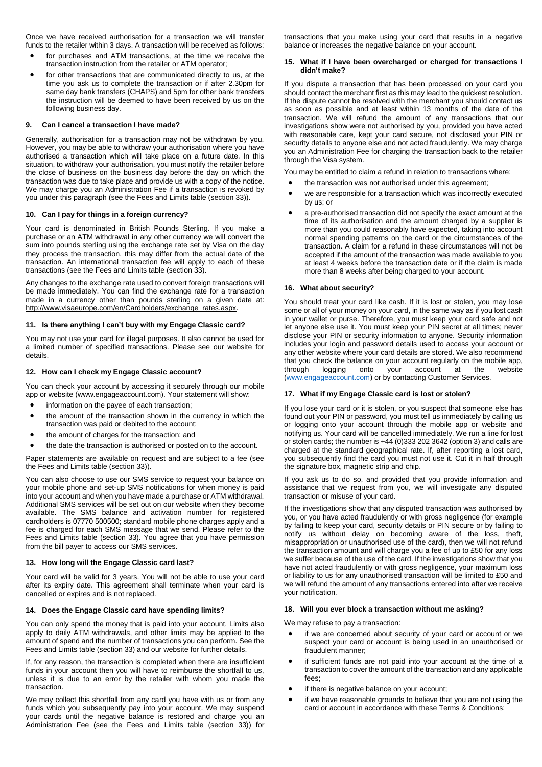Once we have received authorisation for a transaction we will transfer funds to the retailer within 3 days. A transaction will be received as follows:

- for purchases and ATM transactions, at the time we receive the transaction instruction from the retailer or ATM operator;
- for other transactions that are communicated directly to us, at the time you ask us to complete the transaction or if after 2.30pm for same day bank transfers (CHAPS) and 5pm for other bank transfers the instruction will be deemed to have been received by us on the following business day.

#### 9. Can I cancel a transaction I have made?

Generally, authorisation for a transaction may not be withdrawn by you. However, you may be able to withdraw your authorisation where you have authorised a transaction which will take place on a future date. In this situation, to withdraw your authorisation, you must notify the retailer before the close of business on the business day before the day on which the transaction was due to take place and provide us with a copy of the notice. We may charge you an Administration Fee if a transaction is revoked by you under this paragraph (see the Fees and Limits table (section 33)).

#### 10. Can I pay for things in a foreign currency?

Your card is denominated in British Pounds Sterling. If you make a purchase or an ATM withdrawal in any other currency we will convert the sum into pounds sterling using the exchange rate set by Visa on the day they process the transaction, this may differ from the actual date of the transaction. An international transaction fee will apply to each of these transactions (see the Fees and Limits table (section 33).

Any changes to the exchange rate used to convert foreign transactions will be made immediately. You can find the exchange rate for a transaction made in a currency other than pounds sterling on a given date at: http://www.visaeurope.com/en/Cardholders/exchange_rates.aspx.

#### 11. Is there anything I can't buy with my Engage Classic card?

You may not use your card for illegal purposes. It also cannot be used for a limited number of specified transactions. Please see our website for details.

#### 12. How can I check my Engage Classic account?

You can check your account by accessing it securely through our mobile app or website (www.engageaccount.com). Your statement will show:

- information on the payee of each transaction;
- the amount of the transaction shown in the currency in which the transaction was paid or debited to the account;
- the amount of charges for the transaction; and
- the date the transaction is authorised or posted on to the account.

Paper statements are available on request and are subject to a fee (see the Fees and Limits table (section 33)).

You can also choose to use our SMS service to request your balance on your mobile phone and set-up SMS notifications for when money is paid into your account and when you have made a purchase or ATM withdrawal. Additional SMS services will be set out on our website when they become available. The SMS balance and activation number for registered cardholders is 07770 500500; standard mobile phone charges apply and a fee is charged for each SMS message that we send. Please refer to the Fees and Limits table (section 33). You agree that you have permission from the bill payer to access our SMS services.

#### 13. How long will the Engage Classic card last?

Your card will be valid for 3 years. You will not be able to use your card after its expiry date. This agreement shall terminate when your card is cancelled or expires and is not replaced.

#### 14. Does the Engage Classic card have spending limits?

You can only spend the money that is paid into your account. Limits also apply to daily ATM withdrawals, and other limits may be applied to the amount of spend and the number of transactions you can perform. See the Fees and Limits table (section 33) and our website for further details.

If, for any reason, the transaction is completed when there are insufficient funds in your account then you will have to reimburse the shortfall to us, unless it is due to an error by the retailer with whom you made the transaction.

We may collect this shortfall from any card you have with us or from any funds which you subsequently pay into your account. We may suspend your cards until the negative balance is restored and charge you an Administration Fee (see the Fees and Limits table (section 33)) for transactions that you make using your card that results in a negative balance or increases the negative balance on your account.

#### 15. What if I have been overcharged or charged for transactions I didn't make?

If you dispute a transaction that has been processed on your card you should contact the merchant first as this may lead to the quickest resolution. If the dispute cannot be resolved with the merchant you should contact us as soon as possible and at least within 13 months of the date of the transaction. We will refund the amount of any transactions that our investigations show were not authorised by you, provided you have acted with reasonable care, kept your card secure, not disclosed your PIN or security details to anyone else and not acted fraudulently. We may charge you an Administration Fee for charging the transaction back to the retailer through the Visa system.

You may be entitled to claim a refund in relation to transactions where:

- the transaction was not authorised under this agreement;
- we are responsible for a transaction which was incorrectly executed by us; or
- a pre-authorised transaction did not specify the exact amount at the time of its authorisation and the amount charged by a supplier is more than you could reasonably have expected, taking into account normal spending patterns on the card or the circumstances of the transaction. A claim for a refund in these circumstances will not be accepted if the amount of the transaction was made available to you at least 4 weeks before the transaction date or if the claim is made more than 8 weeks after being charged to your account.

#### 16. What about security?

You should treat your card like cash. If it is lost or stolen, you may lose some or all of your money on your card, in the same way as if you lost cash in your wallet or purse. Therefore, you must keep your card safe and not let anyone else use it. You must keep your PIN secret at all times; never disclose your PIN or security information to anyone. Security information includes your login and password details used to access your account or any other website where your card details are stored. We also recommend that you check the balance on your account regularly on the mobile app, through logging onto your account at the website (www.engageaccount.com) or by contacting Customer Services.

#### 17. What if my Engage Classic card is lost or stolen?

If you lose your card or it is stolen, or you suspect that someone else has found out your PIN or password, you must tell us immediately by calling us or logging onto your account through the mobile app or website and notifying us. Your card will be cancelled immediately. We run a line for lost or stolen cards; the number is +44 (0)333 202 3642 (option 3) and calls are charged at the standard geographical rate. If, after reporting a lost card, you subsequently find the card you must not use it. Cut it in half through the signature box, magnetic strip and chip.

If you ask us to do so, and provided that you provide information and assistance that we request from you, we will investigate any disputed transaction or misuse of your card.

If the investigations show that any disputed transaction was authorised by you, or you have acted fraudulently or with gross negligence (for example by failing to keep your card, security details or PIN secure or by failing to notify us without delay on becoming aware of the loss, theft, misappropriation or unauthorised use of the card), then we will not refund the transaction amount and will charge you a fee of up to £50 for any loss we suffer because of the use of the card. If the investigations show that you have not acted fraudulently or with gross negligence, your maximum loss or liability to us for any unauthorised transaction will be limited to £50 and we will refund the amount of any transactions entered into after we receive your notification.

#### 18. Will you ever block a transaction without me asking?

We may refuse to pay a transaction:

- if we are concerned about security of your card or account or we suspect your card or account is being used in an unauthorised or fraudulent manner;
- if sufficient funds are not paid into your account at the time of a transaction to cover the amount of the transaction and any applicable fees;
- if there is negative balance on your account;
- if we have reasonable grounds to believe that you are not using the card or account in accordance with these Terms & Conditions;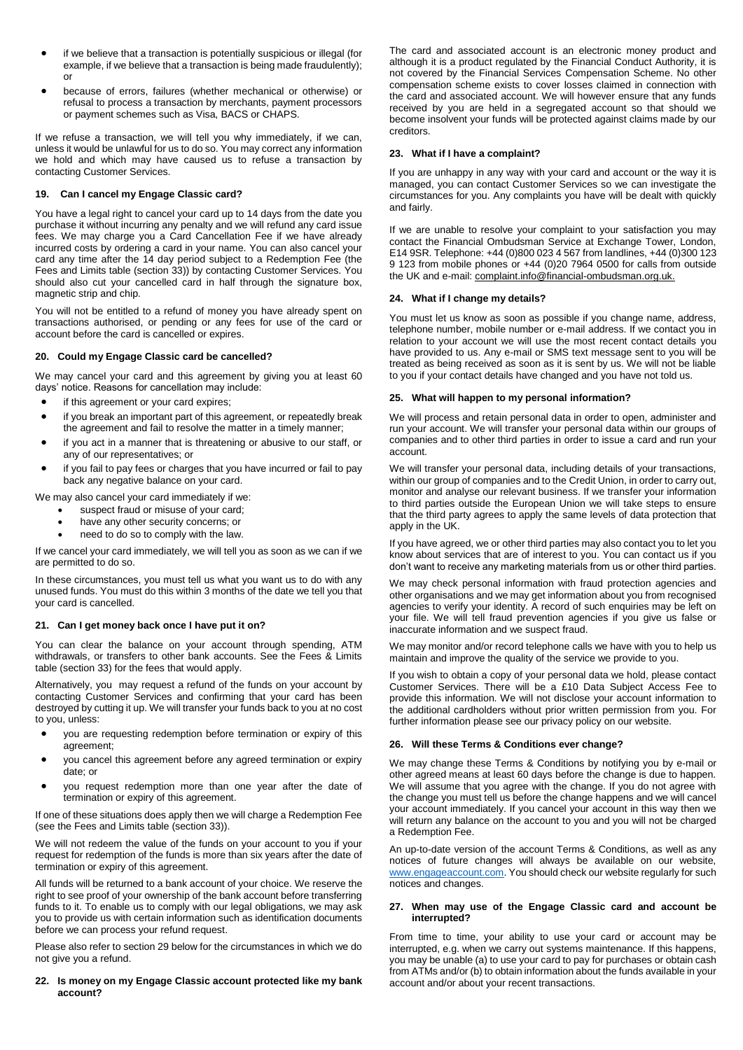- if we believe that a transaction is potentially suspicious or illegal (for example, if we believe that a transaction is being made fraudulently); or
- because of errors, failures (whether mechanical or otherwise) or refusal to process a transaction by merchants, payment processors or payment schemes such as Visa, BACS or CHAPS.

If we refuse a transaction, we will tell you why immediately, if we can, unless it would be unlawful for us to do so. You may correct any information we hold and which may have caused us to refuse a transaction by contacting Customer Services.

### 19. Can I cancel my Engage Classic card?

You have a legal right to cancel your card up to 14 days from the date you purchase it without incurring any penalty and we will refund any card issue fees. We may charge you a Card Cancellation Fee if we have already incurred costs by ordering a card in your name. You can also cancel your card any time after the 14 day period subject to a Redemption Fee (the Fees and Limits table (section 33)) by contacting Customer Services. You should also cut your cancelled card in half through the signature box, magnetic strip and chip.

You will not be entitled to a refund of money you have already spent on transactions authorised, or pending or any fees for use of the card or account before the card is cancelled or expires.

### 20. Could my Engage Classic card be cancelled?

We may cancel your card and this agreement by giving you at least 60 days' notice. Reasons for cancellation may include:

- if this agreement or your card expires;
- if you break an important part of this agreement, or repeatedly break the agreement and fail to resolve the matter in a timely manner;
- if you act in a manner that is threatening or abusive to our staff, or any of our representatives; or
- if you fail to pay fees or charges that you have incurred or fail to pay back any negative balance on your card.

We may also cancel your card immediately if we:

- suspect fraud or misuse of your card;
- have any other security concerns; or
- need to do so to comply with the law.

If we cancel your card immediately, we will tell you as soon as we can if we are permitted to do so.

In these circumstances, you must tell us what you want us to do with any unused funds. You must do this within 3 months of the date we tell you that your card is cancelled.

### 21. Can I get money back once I have put it on?

You can clear the balance on your account through spending, ATM withdrawals, or transfers to other bank accounts. See the Fees & Limits table (section 33) for the fees that would apply.

Alternatively, you may request a refund of the funds on your account by contacting Customer Services and confirming that your card has been destroyed by cutting it up. We will transfer your funds back to you at no cost to you, unless:

- you are requesting redemption before termination or expiry of this agreement;
- you cancel this agreement before any agreed termination or expiry date; or
- you request redemption more than one year after the date of termination or expiry of this agreement.

If one of these situations does apply then we will charge a Redemption Fee (see the Fees and Limits table (section 33)).

We will not redeem the value of the funds on your account to you if your request for redemption of the funds is more than six years after the date of termination or expiry of this agreement.

All funds will be returned to a bank account of your choice. We reserve the right to see proof of your ownership of the bank account before transferring funds to it. To enable us to comply with our legal obligations, we may ask you to provide us with certain information such as identification documents before we can process your refund request.

Please also refer to section 29 below for the circumstances in which we do not give you a refund.

### 22. Is money on my Engage Classic account protected like my bank account?

The card and associated account is an electronic money product and although it is a product regulated by the Financial Conduct Authority, it is not covered by the Financial Services Compensation Scheme. No other compensation scheme exists to cover losses claimed in connection with the card and associated account. We will however ensure that any funds received by you are held in a segregated account so that should we become insolvent your funds will be protected against claims made by our creditors.

### 23. What if I have a complaint?

If you are unhappy in any way with your card and account or the way it is managed, you can contact Customer Services so we can investigate the circumstances for you. Any complaints you have will be dealt with quickly and fairly.

If we are unable to resolve your complaint to your satisfaction you may contact the Financial Ombudsman Service at Exchange Tower, London, E14 9SR. Telephone: +44 (0)800 023 4 567 from landlines, +44 (0)300 123 9 123 from mobile phones or +44 (0)20 7964 0500 for calls from outside the UK and e-mail: complaint.info@financial-ombudsman.org.uk.

### 24. What if I change my details?

You must let us know as soon as possible if you change name, address, telephone number, mobile number or e-mail address. If we contact you in relation to your account we will use the most recent contact details you have provided to us. Any e-mail or SMS text message sent to you will be treated as being received as soon as it is sent by us. We will not be liable to you if your contact details have changed and you have not told us.

### 25. What will happen to my personal information?

We will process and retain personal data in order to open, administer and run your account. We will transfer your personal data within our groups of companies and to other third parties in order to issue a card and run your account.

We will transfer your personal data, including details of your transactions, within our group of companies and to the Credit Union, in order to carry out, monitor and analyse our relevant business. If we transfer your information to third parties outside the European Union we will take steps to ensure that the third party agrees to apply the same levels of data protection that apply in the UK.

If you have agreed, we or other third parties may also contact you to let you know about services that are of interest to you. You can contact us if you don't want to receive any marketing materials from us or other third parties.

We may check personal information with fraud protection agencies and other organisations and we may get information about you from recognised agencies to verify your identity. A record of such enquiries may be left on your file. We will tell fraud prevention agencies if you give us false or inaccurate information and we suspect fraud.

We may monitor and/or record telephone calls we have with you to help us maintain and improve the quality of the service we provide to you.

If you wish to obtain a copy of your personal data we hold, please contact Customer Services. There will be a £10 Data Subject Access Fee to provide this information. We will not disclose your account information to the additional cardholders without prior written permission from you. For further information please see our privacy policy on our website.

### 26. Will these Terms & Conditions ever change?

We may change these Terms & Conditions by notifying you by e-mail or other agreed means at least 60 days before the change is due to happen. We will assume that you agree with the change. If you do not agree with the change you must tell us before the change happens and we will cancel your account immediately. If you cancel your account in this way then we will return any balance on the account to you and you will not be charged a Redemption Fee.

An up-to-date version of the account Terms & Conditions, as well as any notices of future changes will always be available on our website, www.engageaccount.com. You should check our website regularly for such notices and changes.

### 27. When may use of the Engage Classic card and account be interrupted?

From time to time, your ability to use your card or account may be interrupted, e.g. when we carry out systems maintenance. If this happens, you may be unable (a) to use your card to pay for purchases or obtain cash from ATMs and/or (b) to obtain information about the funds available in your account and/or about your recent transactions.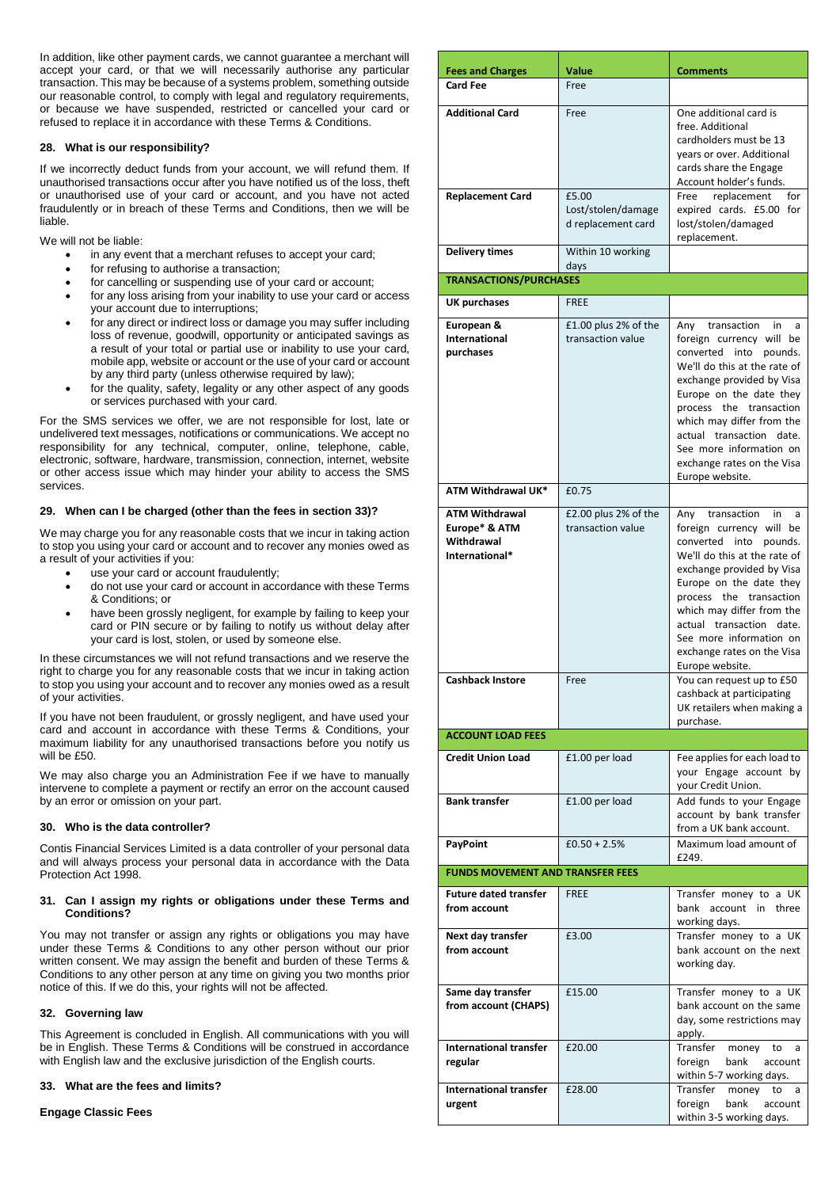In addition, like other payment cards, we cannot guarantee a merchant will accept your card, or that we will necessarily authorise any particular transaction. This may be because of a systems problem, something outside our reasonable control, to comply with legal and regulatory requirements, or because we have suspended, restricted or cancelled your card or refused to replace it in accordance with these Terms & Conditions.

### 28. What is our responsibility?

If we incorrectly deduct funds from your account, we will refund them. If unauthorised transactions occur after you have notified us of the loss, theft or unauthorised use of your card or account, and you have not acted fraudulently or in breach of these Terms and Conditions, then we will be liable.

We will not be liable:

- in any event that a merchant refuses to accept your card;
- for refusing to authorise a transaction;
- for cancelling or suspending use of your card or account;
- for any loss arising from your inability to use your card or access your account due to interruptions;
- for any direct or indirect loss or damage you may suffer including loss of revenue, goodwill, opportunity or anticipated savings as a result of your total or partial use or inability to use your card, mobile app, website or account or the use of your card or account by any third party (unless otherwise required by law);
- for the quality, safety, legality or any other aspect of any goods or services purchased with your card.

For the SMS services we offer, we are not responsible for lost, late or undelivered text messages, notifications or communications. We accept no responsibility for any technical, computer, online, telephone, cable, electronic, software, hardware, transmission, connection, internet, website or other access issue which may hinder your ability to access the SMS services.

### 29. When can I be charged (other than the fees in section 33)?

We may charge you for any reasonable costs that we incur in taking action to stop you using your card or account and to recover any monies owed as a result of your activities if you:

- use your card or account fraudulently;
- do not use your card or account in accordance with these Terms & Conditions; or
- have been grossly negligent, for example by failing to keep your card or PIN secure or by failing to notify us without delay after your card is lost, stolen, or used by someone else.

In these circumstances we will not refund transactions and we reserve the right to charge you for any reasonable costs that we incur in taking action to stop you using your account and to recover any monies owed as a result of your activities.

If you have not been fraudulent, or grossly negligent, and have used your card and account in accordance with these Terms & Conditions, your maximum liability for any unauthorised transactions before you notify us will be £50.

We may also charge you an Administration Fee if we have to manually intervene to complete a payment or rectify an error on the account caused by an error or omission on your part.

### 30. Who is the data controller?

Contis Financial Services Limited is a data controller of your personal data and will always process your personal data in accordance with the Data Protection Act 1998.

### 31. Can I assign my rights or obligations under these Terms and Conditions?

You may not transfer or assign any rights or obligations you may have under these Terms & Conditions to any other person without our prior written consent. We may assign the benefit and burden of these Terms & Conditions to any other person at any time on giving you two months prior notice of this. If we do this, your rights will not be affected.

### 32. Governing law

This Agreement is concluded in English. All communications with you will be in English. These Terms & Conditions will be construed in accordance with English law and the exclusive jurisdiction of the English courts.

### 33. What are the fees and limits?

**Engage Classic Fees**

| Fees and Charges | Value | Comments |
|---|---|---|
| **Card Fee** | Free | |
| **Additional Card** | Free | One additional card is free. Additional cardholders must be 13 years or over. Additional cards share the Engage Account holder's funds. |
| **Replacement Card** | £5.00 Lost/stolen/damaged replacement card | Free replacement for expired cards. £5.00 for lost/stolen/damaged replacement. |
| **Delivery times** | Within 10 working days | |
| **TRANSACTIONS/PURCHASES** | | |
| **UK purchases** | FREE | |
| **European & International purchases** | £1.00 plus 2% of the transaction value | Any transaction in a foreign currency will be converted into pounds. We'll do this at the rate of exchange provided by Visa Europe on the date they process the transaction which may differ from the actual transaction date. See more information on exchange rates on the Visa Europe website. |
| **ATM Withdrawal UK*** | £0.75 | |
| **ATM Withdrawal Europe* & ATM Withdrawal International*** | £2.00 plus 2% of the transaction value | Any transaction in a foreign currency will be converted into pounds. We'll do this at the rate of exchange provided by Visa Europe on the date they process the transaction which may differ from the actual transaction date. See more information on exchange rates on the Visa Europe website. |
| **Cashback Instore** | Free | You can request up to £50 cashback at participating UK retailers when making a purchase. |
| **ACCOUNT LOAD FEES** | | |
| **Credit Union Load** | £1.00 per load | Fee applies for each load to your Engage account by your Credit Union. |
| **Bank transfer** | £1.00 per load | Add funds to your Engage account by bank transfer from a UK bank account. |
| **PayPoint** | £0.50 + 2.5% | Maximum load amount of £249. |
| **FUNDS MOVEMENT AND TRANSFER FEES** | | |
| **Future dated transfer from account** | FREE | Transfer money to a UK bank account in three working days. |
| **Next day transfer from account** | £3.00 | Transfer money to a UK bank account on the next working day. |
| **Same day transfer from account (CHAPS)** | £15.00 | Transfer money to a UK bank account on the same day, some restrictions may apply. |
| **International transfer regular** | £20.00 | Transfer money to a foreign bank account within 5-7 working days. |
| **International transfer urgent** | £28.00 | Transfer money to a foreign bank account within 3-5 working days. |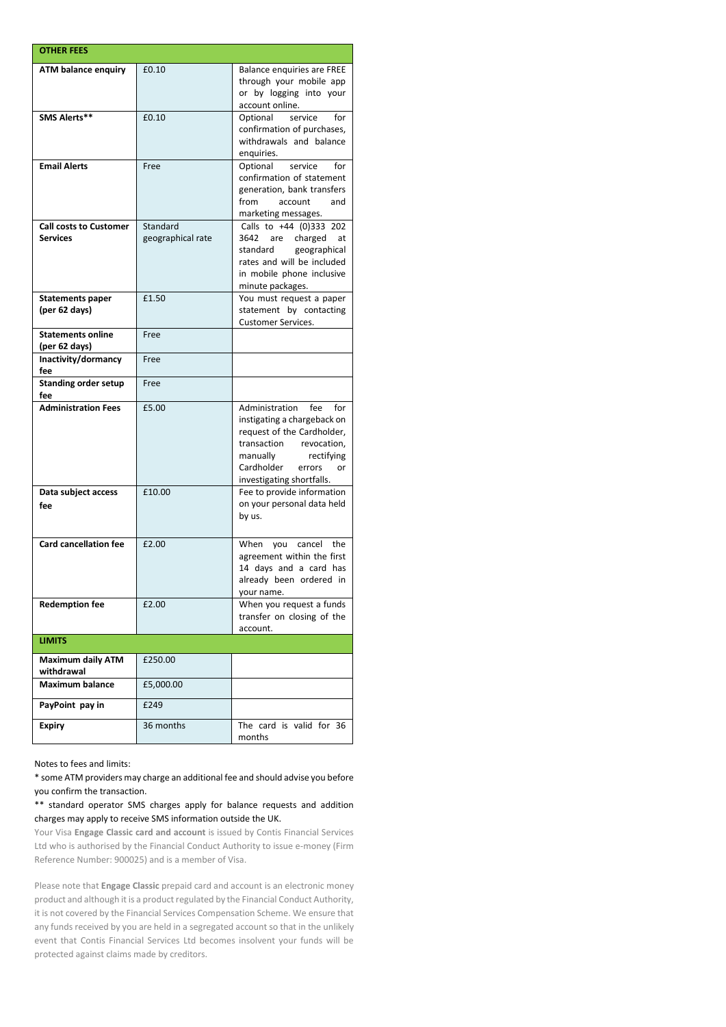| OTHER FEES | | |
|---|---|---|
| **ATM balance enquiry** | £0.10 | Balance enquiries are FREE through your mobile app or by logging into your account online. |
| **SMS Alerts**** | £0.10 | Optional service for confirmation of purchases, withdrawals and balance enquiries. |
| **Email Alerts** | Free | Optional service for confirmation of statement generation, bank transfers from account and marketing messages. |
| **Call costs to Customer Services** | Standard geographical rate | Calls to +44 (0)333 202 3642 are charged at standard geographical rates and will be included in mobile phone inclusive minute packages. |
| **Statements paper (per 62 days)** | £1.50 | You must request a paper statement by contacting Customer Services. |
| **Statements online (per 62 days)** | Free | |
| **Inactivity/dormancy fee** | Free | |
| **Standing order setup fee** | Free | |
| **Administration Fees** | £5.00 | Administration fee for instigating a chargeback on request of the Cardholder, transaction revocation, manually rectifying Cardholder errors or investigating shortfalls. |
| **Data subject access fee** | £10.00 | Fee to provide information on your personal data held by us. |
| **Card cancellation fee** | £2.00 | When you cancel the agreement within the first 14 days and a card has already been ordered in your name. |
| **Redemption fee** | £2.00 | When you request a funds transfer on closing of the account. |
| **LIMITS** | | |
| **Maximum daily ATM withdrawal** | £250.00 | |
| **Maximum balance** | £5,000.00 | |
| **PayPoint pay in** | £249 | |
| **Expiry** | 36 months | The card is valid for 36 months |

Notes to fees and limits:

* some ATM providers may charge an additional fee and should advise you before you confirm the transaction.

** standard operator SMS charges apply for balance requests and addition charges may apply to receive SMS information outside the UK.

Your Visa **Engage Classic card and account** is issued by Contis Financial Services Ltd who is authorised by the Financial Conduct Authority to issue e-money (Firm Reference Number: 900025) and is a member of Visa.

Please note that **Engage Classic** prepaid card and account is an electronic money product and although it is a product regulated by the Financial Conduct Authority, it is not covered by the Financial Services Compensation Scheme. We ensure that any funds received by you are held in a segregated account so that in the unlikely event that Contis Financial Services Ltd becomes insolvent your funds will be protected against claims made by creditors.